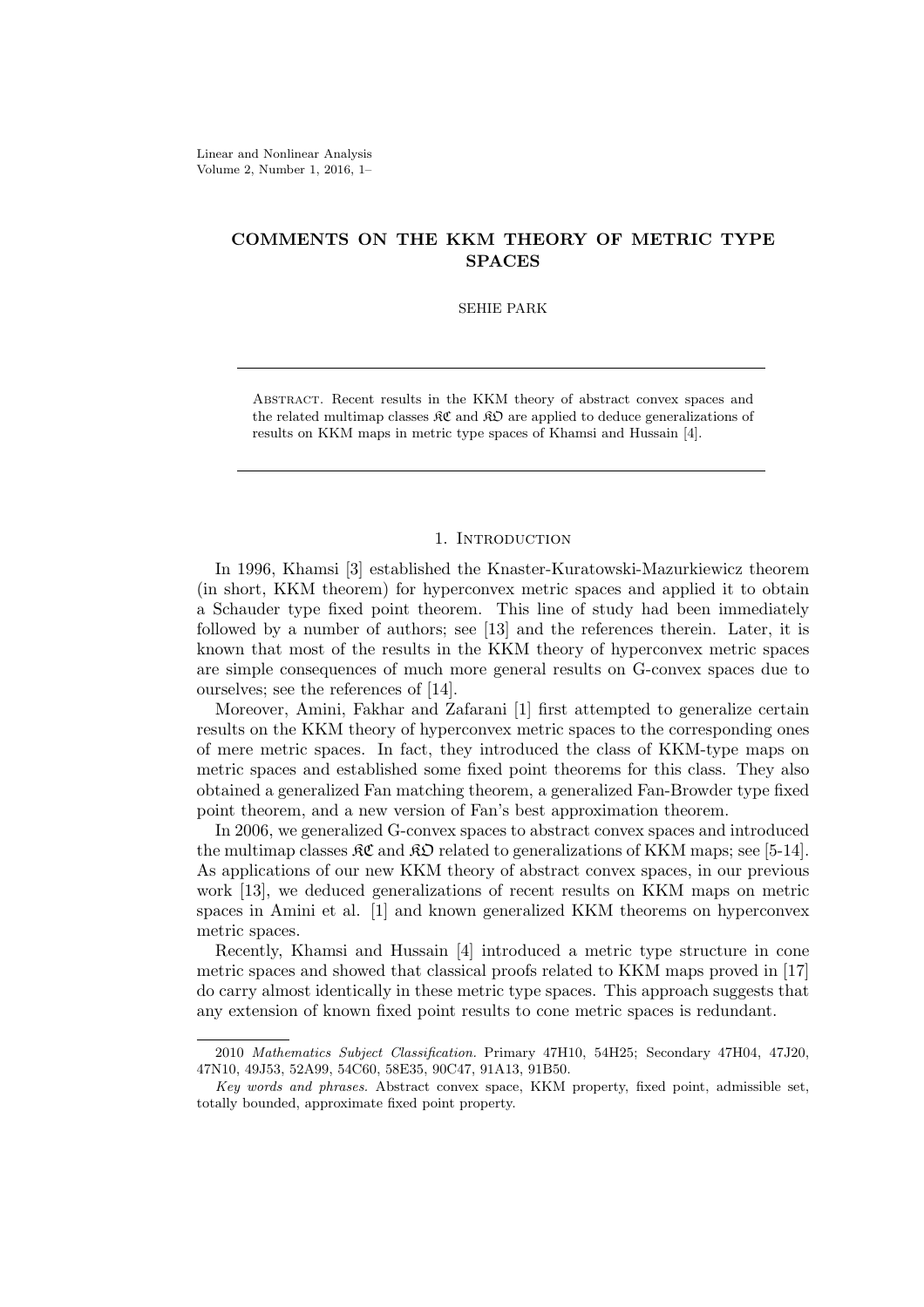# COMMENTS ON THE KKM THEORY OF METRIC TYPE SPACES

SEHIE PARK

ABSTRACT. Recent results in the KKM theory of abstract convex spaces and the related multimap classes $\mathfrak{KC}$ and $\mathfrak{KO}$ are applied to deduce generalizations of results on KKM maps in metric type spaces of Khamsi and Hussain [4].

## 1. Introduction

In 1996, Khamsi [3] established the Knaster-Kuratowski-Mazurkiewicz theorem (in short, KKM theorem) for hyperconvex metric spaces and applied it to obtain a Schauder type fixed point theorem. This line of study had been immediately followed by a number of authors; see [13] and the references therein. Later, it is known that most of the results in the KKM theory of hyperconvex metric spaces are simple consequences of much more general results on G-convex spaces due to ourselves; see the references of [14].

Moreover, Amini, Fakhar and Zafarani [1] first attempted to generalize certain results on the KKM theory of hyperconvex metric spaces to the corresponding ones of mere metric spaces. In fact, they introduced the class of KKM-type maps on metric spaces and established some fixed point theorems for this class. They also obtained a generalized Fan matching theorem, a generalized Fan-Browder type fixed point theorem, and a new version of Fan's best approximation theorem.

In 2006, we generalized G-convex spaces to abstract convex spaces and introduced the multimap classes $\mathfrak{KC}$ and $\mathfrak{KO}$ related to generalizations of KKM maps; see [5-14]. As applications of our new KKM theory of abstract convex spaces, in our previous work [13], we deduced generalizations of recent results on KKM maps on metric spaces in Amini et al. [1] and known generalized KKM theorems on hyperconvex metric spaces.

Recently, Khamsi and Hussain [4] introduced a metric type structure in cone metric spaces and showed that classical proofs related to KKM maps proved in [17] do carry almost identically in these metric type spaces. This approach suggests that any extension of known fixed point results to cone metric spaces is redundant.

2010 *Mathematics Subject Classification.* Primary 47H10, 54H25; Secondary 47H04, 47J20, 47N10, 49J53, 52A99, 54C60, 58E35, 90C47, 91A13, 91B50.

*Key words and phrases.* Abstract convex space, KKM property, fixed point, admissible set, totally bounded, approximate fixed point property.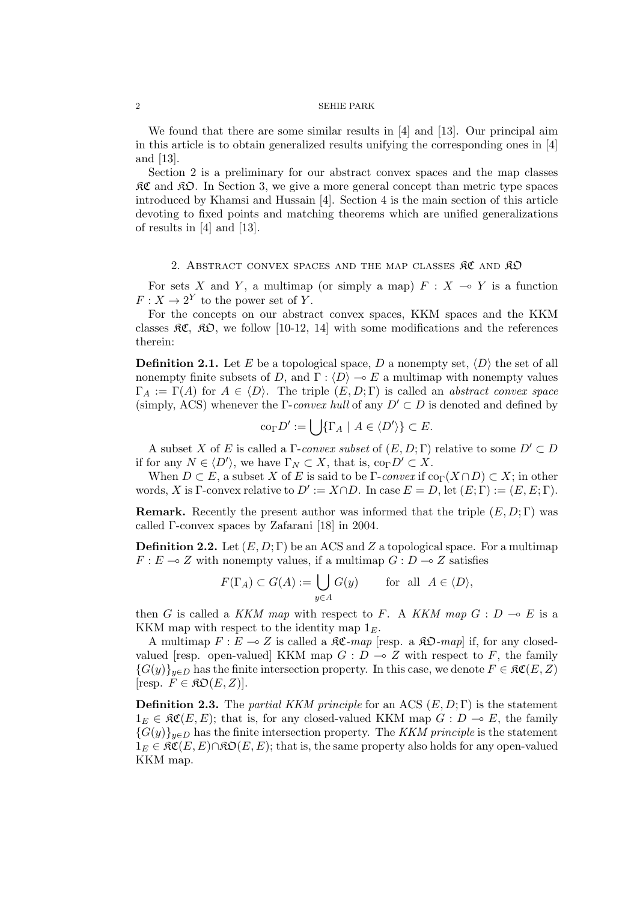We found that there are some similar results in [4] and [13]. Our principal aim in this article is to obtain generalized results unifying the corresponding ones in [4] and [13].

Section 2 is a preliminary for our abstract convex spaces and the map classes $\mathfrak{KC}$ and $\mathfrak{KO}$. In Section 3, we give a more general concept than metric type spaces introduced by Khamsi and Hussain [4]. Section 4 is the main section of this article devoting to fixed points and matching theorems which are unified generalizations of results in [4] and [13].

## 2. Abstract convex spaces and the map classes $\mathfrak{KC}$ and $\mathfrak{KO}$

For sets $X$ and $Y$, a multimap (or simply a map) $F : X \multimap Y$ is a function $F : X \to 2^Y$ to the power set of $Y$.

For the concepts on our abstract convex spaces, KKM spaces and the KKM classes $\mathfrak{KC}$, $\mathfrak{KO}$, we follow [10-12, 14] with some modifications and the references therein:

**Definition 2.1.** Let $E$ be a topological space, $D$ a nonempty set, $\langle D \rangle$ the set of all nonempty finite subsets of $D$, and $\Gamma : \langle D \rangle \multimap E$ a multimap with nonempty values $\Gamma_A := \Gamma(A)$ for $A \in \langle D \rangle$. The triple $(E, D; \Gamma)$ is called an *abstract convex space* (simply, ACS) whenever the $\Gamma$-*convex hull* of any $D' \subset D$ is denoted and defined by

$$\mathrm{co}_\Gamma D' := \bigcup \{\Gamma_A \mid A \in \langle D' \rangle\} \subset E.$$

A subset $X$ of $E$ is called a $\Gamma$-*convex subset* of $(E, D; \Gamma)$ relative to some $D' \subset D$ if for any $N \in \langle D' \rangle$, we have $\Gamma_N \subset X$, that is, $\mathrm{co}_\Gamma D' \subset X$.

When $D \subset E$, a subset $X$ of $E$ is said to be $\Gamma$-*convex* if $\mathrm{co}_\Gamma(X \cap D) \subset X$; in other words, $X$ is $\Gamma$-convex relative to $D' := X \cap D$. In case $E = D$, let $(E; \Gamma) := (E, E; \Gamma)$.

**Remark.** Recently the present author was informed that the triple $(E, D; \Gamma)$ was called $\Gamma$-convex spaces by Zafarani [18] in 2004.

**Definition 2.2.** Let $(E, D; \Gamma)$ be an ACS and $Z$ a topological space. For a multimap $F : E \multimap Z$ with nonempty values, if a multimap $G : D \multimap Z$ satisfies

$$F(\Gamma_A) \subset G(A) := \bigcup_{y \in A} G(y) \qquad \text{for all} \quad A \in \langle D \rangle,$$

then $G$ is called a *KKM map* with respect to $F$. A *KKM map* $G : D \multimap E$ is a KKM map with respect to the identity map $1_E$.

A multimap $F : E \multimap Z$ is called a $\mathfrak{KC}$-*map* [resp. a $\mathfrak{KO}$-*map*] if, for any closed-valued [resp. open-valued] KKM map $G : D \multimap Z$ with respect to $F$, the family $\{G(y)\}_{y \in D}$ has the finite intersection property. In this case, we denote $F \in \mathfrak{KC}(E, Z)$ [resp. $F \in \mathfrak{KO}(E, Z)$].

**Definition 2.3.** The *partial KKM principle* for an ACS $(E, D; \Gamma)$ is the statement $1_E \in \mathfrak{KC}(E, E)$; that is, for any closed-valued KKM map $G : D \multimap E$, the family $\{G(y)\}_{y \in D}$ has the finite intersection property. The *KKM principle* is the statement $1_E \in \mathfrak{KC}(E, E) \cap \mathfrak{KO}(E, E)$; that is, the same property also holds for any open-valued KKM map.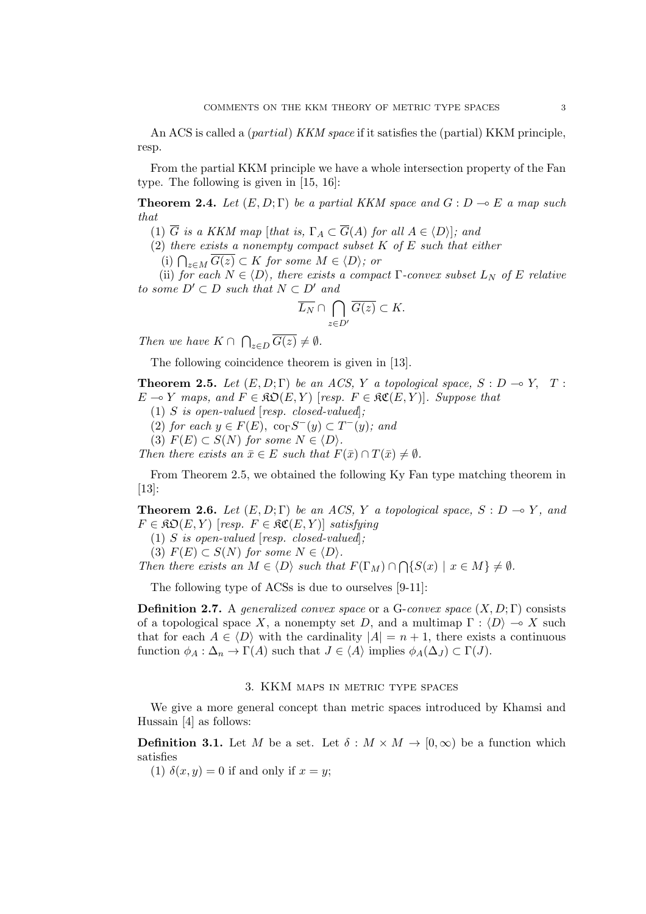An ACS is called a (*partial*) *KKM space* if it satisfies the (partial) KKM principle, resp.

From the partial KKM principle we have a whole intersection property of the Fan type. The following is given in [15, 16]:

**Theorem 2.4.** *Let $(E, D; \Gamma)$ be a partial KKM space and $G : D \multimap E$ a map such that*

(1) *$\overline{G}$ is a KKM map [that is, $\Gamma_A \subset \overline{G}(A)$ for all $A \in \langle D \rangle$]; and*

(2) *there exists a nonempty compact subset $K$ of $E$ such that either*

(i) *$\bigcap_{z \in M} \overline{G(z)} \subset K$ for some $M \in \langle D \rangle$; or*

(ii) *for each $N \in \langle D \rangle$, there exists a compact $\Gamma$-convex subset $L_N$ of $E$ relative to some $D' \subset D$ such that $N \subset D'$ and*

$$\overline{L_N} \cap \bigcap_{z \in D'} \overline{G(z)} \subset K.$$

*Then we have $K \cap \bigcap_{z \in D} \overline{G(z)} \neq \emptyset$.*

The following coincidence theorem is given in [13].

**Theorem 2.5.** *Let $(E, D; \Gamma)$ be an ACS, $Y$ a topological space, $S : D \multimap Y$, $T : E \multimap Y$ maps, and $F \in \mathfrak{KO}(E, Y)$ [resp. $F \in \mathfrak{KC}(E, Y)$]. Suppose that*

(1) *$S$ is open-valued [resp. closed-valued];*

(2) *for each $y \in F(E)$, $\text{co}_\Gamma S^-(y) \subset T^-(y)$; and*

(3) *$F(E) \subset S(N)$ for some $N \in \langle D \rangle$.*

*Then there exists an $\bar{x} \in E$ such that $F(\bar{x}) \cap T(\bar{x}) \neq \emptyset$.*

From Theorem 2.5, we obtained the following Ky Fan type matching theorem in [13]:

**Theorem 2.6.** *Let $(E, D; \Gamma)$ be an ACS, $Y$ a topological space, $S : D \multimap Y$, and $F \in \mathfrak{KO}(E, Y)$ [resp. $F \in \mathfrak{KC}(E, Y)$] satisfying*

(1) *$S$ is open-valued [resp. closed-valued];*

(3) *$F(E) \subset S(N)$ for some $N \in \langle D \rangle$.*

*Then there exists an $M \in \langle D \rangle$ such that $F(\Gamma_M) \cap \bigcap \{S(x) \mid x \in M\} \neq \emptyset$.*

The following type of ACSs is due to ourselves [9-11]:

**Definition 2.7.** A *generalized convex space* or a G-*convex space* $(X, D; \Gamma)$ consists of a topological space $X$, a nonempty set $D$, and a multimap $\Gamma : \langle D \rangle \multimap X$ such that for each $A \in \langle D \rangle$ with the cardinality $|A| = n + 1$, there exists a continuous function $\phi_A : \Delta_n \to \Gamma(A)$ such that $J \in \langle A \rangle$ implies $\phi_A(\Delta_J) \subset \Gamma(J)$.

## 3. KKM maps in metric type spaces

We give a more general concept than metric spaces introduced by Khamsi and Hussain [4] as follows:

**Definition 3.1.** Let $M$ be a set. Let $\delta : M \times M \to [0, \infty)$ be a function which satisfies

(1) $\delta(x, y) = 0$ if and only if $x = y$;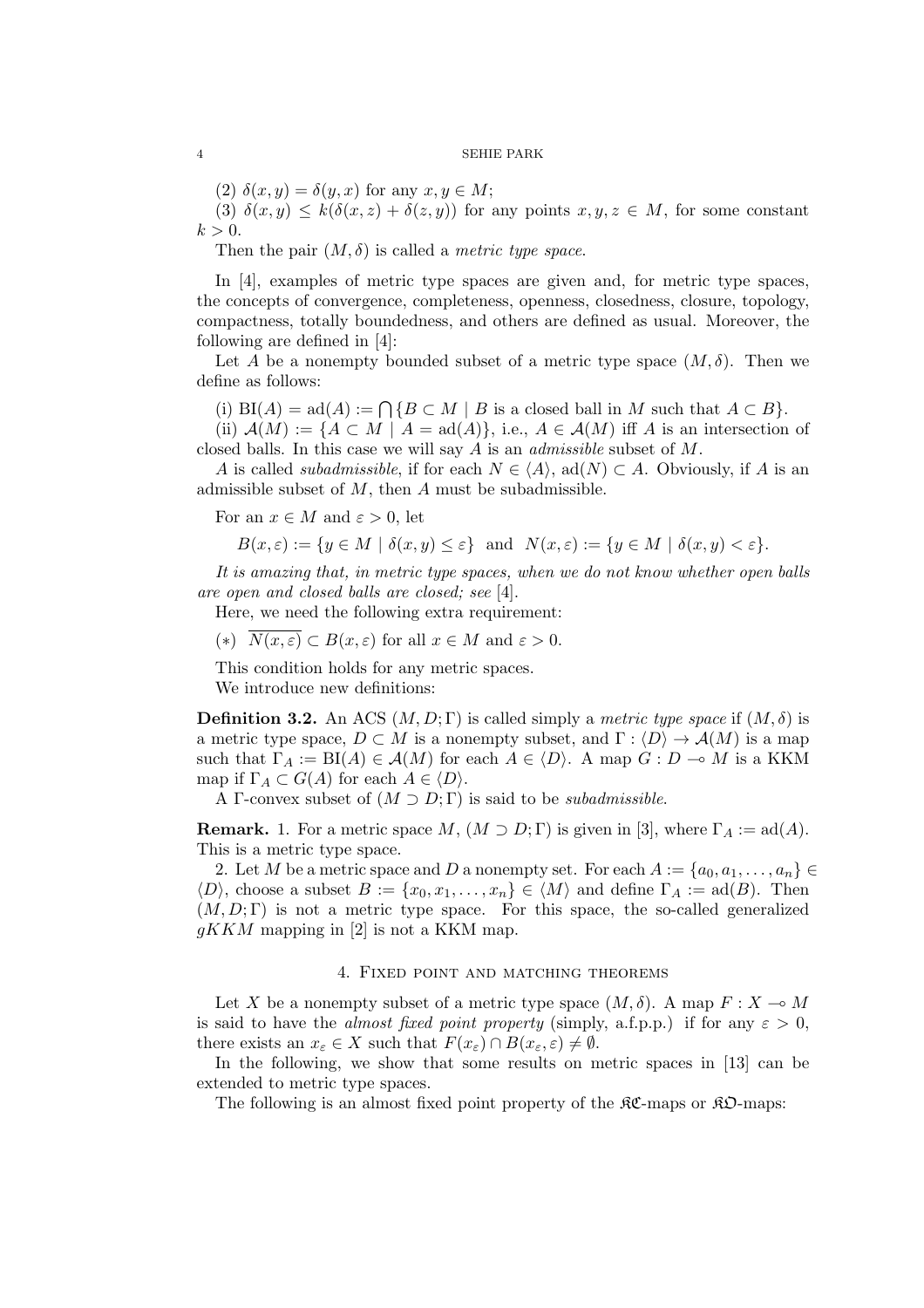(2) $\delta(x,y) = \delta(y,x)$ for any $x,y \in M$;

(3) $\delta(x,y) \leq k(\delta(x,z) + \delta(z,y))$ for any points $x,y,z \in M$, for some constant $k > 0$.

Then the pair $(M,\delta)$ is called a *metric type space*.

In [4], examples of metric type spaces are given and, for metric type spaces, the concepts of convergence, completeness, openness, closedness, closure, topology, compactness, totally boundedness, and others are defined as usual. Moreover, the following are defined in [4]:

Let $A$ be a nonempty bounded subset of a metric type space $(M,\delta)$. Then we define as follows:

(i) $\mathrm{BI}(A) = \mathrm{ad}(A) := \bigcap\{B \subset M \mid B \text{ is a closed ball in } M \text{ such that } A \subset B\}$.

(ii) $\mathcal{A}(M) := \{A \subset M \mid A = \mathrm{ad}(A)\}$, i.e., $A \in \mathcal{A}(M)$ iff $A$ is an intersection of closed balls. In this case we will say $A$ is an *admissible* subset of $M$.

$A$ is called *subadmissible*, if for each $N \in \langle A \rangle$, $\mathrm{ad}(N) \subset A$. Obviously, if $A$ is an admissible subset of $M$, then $A$ must be subadmissible.

For an $x \in M$ and $\varepsilon > 0$, let

$$B(x,\varepsilon) := \{y \in M \mid \delta(x,y) \leq \varepsilon\} \quad \text{and} \quad N(x,\varepsilon) := \{y \in M \mid \delta(x,y) < \varepsilon\}.$$

*It is amazing that, in metric type spaces, when we do not know whether open balls are open and closed balls are closed; see* [4].

Here, we need the following extra requirement:

$(*)$ $\overline{N(x,\varepsilon)} \subset B(x,\varepsilon)$ for all $x \in M$ and $\varepsilon > 0$.

This condition holds for any metric spaces.

We introduce new definitions:

**Definition 3.2.** An ACS $(M, D; \Gamma)$ is called simply a *metric type space* if $(M,\delta)$ is a metric type space, $D \subset M$ is a nonempty subset, and $\Gamma : \langle D \rangle \to \mathcal{A}(M)$ is a map such that $\Gamma_A := \mathrm{BI}(A) \in \mathcal{A}(M)$ for each $A \in \langle D \rangle$. A map $G : D \multimap M$ is a KKM map if $\Gamma_A \subset G(A)$ for each $A \in \langle D \rangle$.

A $\Gamma$-convex subset of $(M \supset D; \Gamma)$ is said to be *subadmissible*.

**Remark.** 1. For a metric space $M$, $(M \supset D; \Gamma)$ is given in [3], where $\Gamma_A := \mathrm{ad}(A)$. This is a metric type space.

2. Let $M$ be a metric space and $D$ a nonempty set. For each $A := \{a_0, a_1, \ldots, a_n\} \in \langle D \rangle$, choose a subset $B := \{x_0, x_1, \ldots, x_n\} \in \langle M \rangle$ and define $\Gamma_A := \mathrm{ad}(B)$. Then $(M, D; \Gamma)$ is not a metric type space. For this space, the so-called generalized $gKKM$ mapping in [2] is not a KKM map.

## 4. Fixed point and matching theorems

Let $X$ be a nonempty subset of a metric type space $(M,\delta)$. A map $F : X \multimap M$ is said to have the *almost fixed point property* (simply, a.f.p.p.) if for any $\varepsilon > 0$, there exists an $x_\varepsilon \in X$ such that $F(x_\varepsilon) \cap B(x_\varepsilon, \varepsilon) \neq \emptyset$.

In the following, we show that some results on metric spaces in [13] can be extended to metric type spaces.

The following is an almost fixed point property of the $\mathfrak{KC}$-maps or $\mathfrak{KO}$-maps: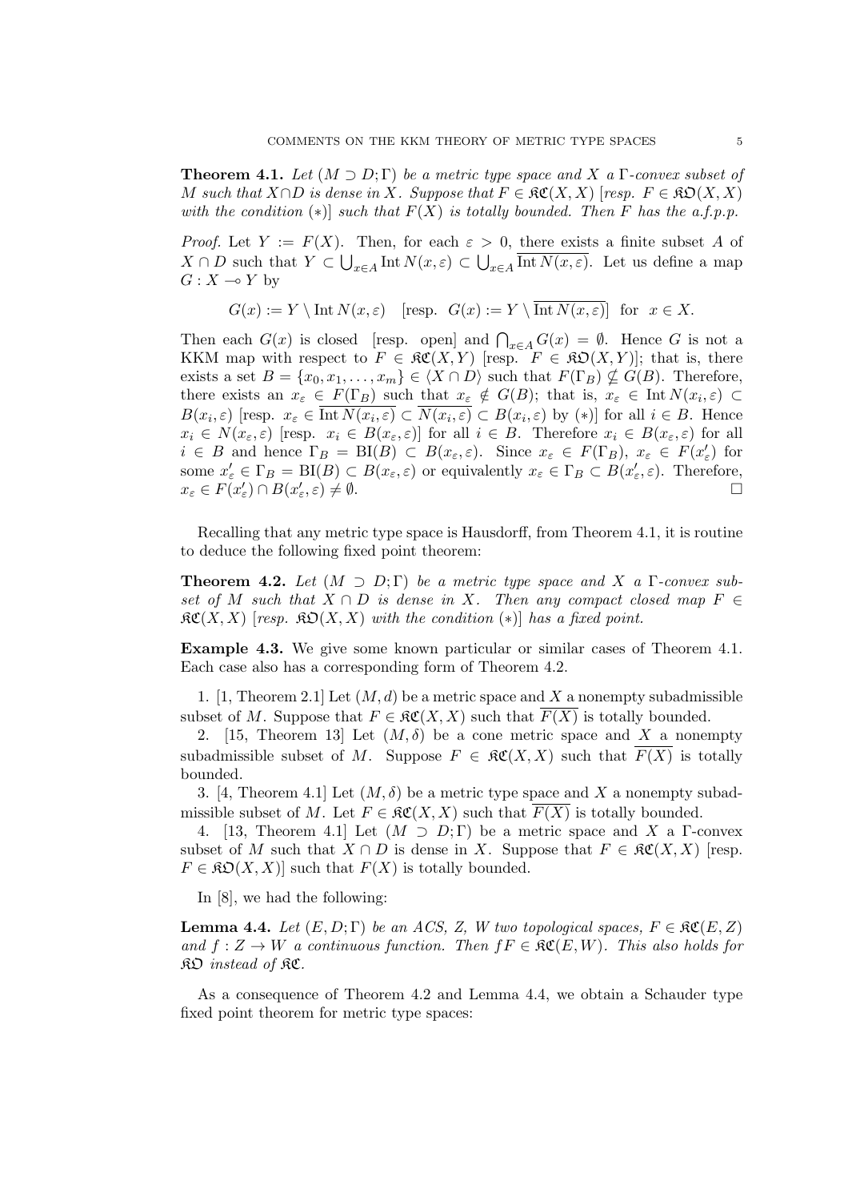**Theorem 4.1.** *Let $(M \supset D; \Gamma)$ be a metric type space and $X$ a $\Gamma$-convex subset of $M$ such that $X \cap D$ is dense in $X$. Suppose that $F \in \mathfrak{KC}(X, X)$ [resp. $F \in \mathfrak{KO}(X, X)$ with the condition $(*)$] such that $F(X)$ is totally bounded. Then $F$ has the a.f.p.p.*

*Proof.* Let $Y := F(X)$. Then, for each $\varepsilon > 0$, there exists a finite subset $A$ of $X \cap D$ such that $Y \subset \bigcup_{x \in A} \operatorname{Int} N(x, \varepsilon) \subset \bigcup_{x \in A} \overline{\operatorname{Int} N(x, \varepsilon)}$. Let us define a map $G : X \multimap Y$ by

$$G(x) := Y \setminus \operatorname{Int} N(x, \varepsilon) \quad [\text{resp. } G(x) := Y \setminus \overline{\operatorname{Int} N(x, \varepsilon)}] \text{ for } x \in X.$$

Then each $G(x)$ is closed [resp. open] and $\bigcap_{x \in A} G(x) = \emptyset$. Hence $G$ is not a KKM map with respect to $F \in \mathfrak{KC}(X, Y)$ [resp. $F \in \mathfrak{KO}(X, Y)$]; that is, there exists a set $B = \{x_0, x_1, \ldots, x_m\} \in \langle X \cap D \rangle$ such that $F(\Gamma_B) \not\subset G(B)$. Therefore, there exists an $x_\varepsilon \in F(\Gamma_B)$ such that $x_\varepsilon \notin G(B)$; that is, $x_\varepsilon \in \operatorname{Int} N(x_i, \varepsilon) \subset B(x_i, \varepsilon)$ [resp. $x_\varepsilon \in \overline{\operatorname{Int} N(x_i, \varepsilon)} \subset \overline{N(x_i, \varepsilon)} \subset B(x_i, \varepsilon)$ by $(*)$] for all $i \in B$. Hence $x_i \in N(x_\varepsilon, \varepsilon)$ [resp. $x_i \in B(x_\varepsilon, \varepsilon)$] for all $i \in B$. Therefore $x_i \in B(x_\varepsilon, \varepsilon)$ for all $i \in B$ and hence $\Gamma_B = \operatorname{BI}(B) \subset B(x_\varepsilon, \varepsilon)$. Since $x_\varepsilon \in F(\Gamma_B)$, $x_\varepsilon \in F(x'_\varepsilon)$ for some $x'_\varepsilon \in \Gamma_B = \operatorname{BI}(B) \subset B(x_\varepsilon, \varepsilon)$ or equivalently $x_\varepsilon \in \Gamma_B \subset B(x'_\varepsilon, \varepsilon)$. Therefore, $x_\varepsilon \in F(x'_\varepsilon) \cap B(x'_\varepsilon, \varepsilon) \neq \emptyset$. □

Recalling that any metric type space is Hausdorff, from Theorem 4.1, it is routine to deduce the following fixed point theorem:

**Theorem 4.2.** *Let $(M \supset D; \Gamma)$ be a metric type space and $X$ a $\Gamma$-convex subset of $M$ such that $X \cap D$ is dense in $X$. Then any compact closed map $F \in \mathfrak{KC}(X, X)$ [resp. $\mathfrak{KO}(X, X)$ with the condition $(*)$] has a fixed point.*

**Example 4.3.** We give some known particular or similar cases of Theorem 4.1. Each case also has a corresponding form of Theorem 4.2.

1. [1, Theorem 2.1] Let $(M, d)$ be a metric space and $X$ a nonempty subadmissible subset of $M$. Suppose that $F \in \mathfrak{KC}(X, X)$ such that $\overline{F(X)}$ is totally bounded.

2. [15, Theorem 13] Let $(M, \delta)$ be a cone metric space and $X$ a nonempty subadmissible subset of $M$. Suppose $F \in \mathfrak{KC}(X, X)$ such that $\overline{F(X)}$ is totally bounded.

3. [4, Theorem 4.1] Let $(M, \delta)$ be a metric type space and $X$ a nonempty subadmissible subset of $M$. Let $F \in \mathfrak{KC}(X, X)$ such that $\overline{F(X)}$ is totally bounded.

4. [13, Theorem 4.1] Let $(M \supset D; \Gamma)$ be a metric space and $X$ a $\Gamma$-convex subset of $M$ such that $X \cap D$ is dense in $X$. Suppose that $F \in \mathfrak{KC}(X, X)$ [resp. $F \in \mathfrak{KO}(X, X)$] such that $F(X)$ is totally bounded.

In [8], we had the following:

**Lemma 4.4.** *Let $(E, D; \Gamma)$ be an ACS, $Z$, $W$ two topological spaces, $F \in \mathfrak{KC}(E, Z)$ and $f : Z \to W$ a continuous function. Then $fF \in \mathfrak{KC}(E, W)$. This also holds for $\mathfrak{KO}$ instead of $\mathfrak{KC}$.*

As a consequence of Theorem 4.2 and Lemma 4.4, we obtain a Schauder type fixed point theorem for metric type spaces: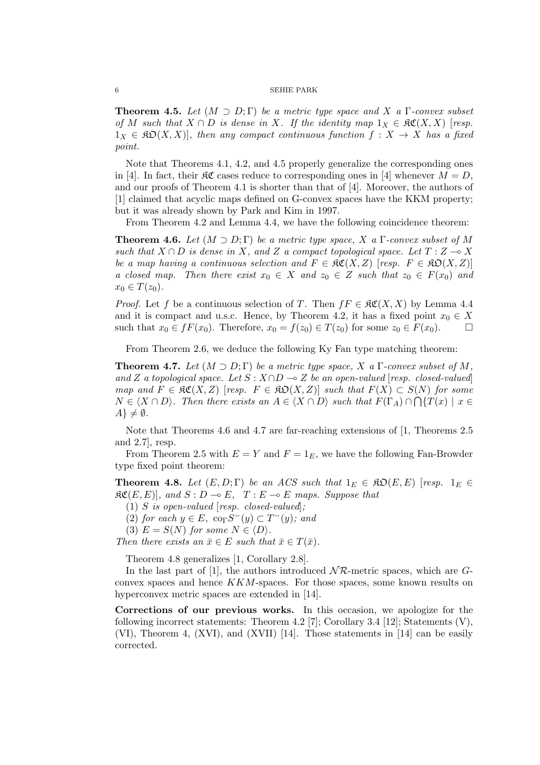**Theorem 4.5.** *Let $(M \supset D; \Gamma)$ be a metric type space and $X$ a $\Gamma$-convex subset of $M$ such that $X \cap D$ is dense in $X$. If the identity map $1_X \in \mathfrak{KC}(X,X)$ [resp. $1_X \in \mathfrak{KO}(X,X)$], then any compact continuous function $f : X \to X$ has a fixed point.*

Note that Theorems 4.1, 4.2, and 4.5 properly generalize the corresponding ones in [4]. In fact, their $\mathfrak{KC}$ cases reduce to corresponding ones in [4] whenever $M = D$, and our proofs of Theorem 4.1 is shorter than that of [4]. Moreover, the authors of [1] claimed that acyclic maps defined on G-convex spaces have the KKM property; but it was already shown by Park and Kim in 1997.

From Theorem 4.2 and Lemma 4.4, we have the following coincidence theorem:

**Theorem 4.6.** *Let $(M \supset D; \Gamma)$ be a metric type space, $X$ a $\Gamma$-convex subset of $M$ such that $X \cap D$ is dense in $X$, and $Z$ a compact topological space. Let $T : Z \multimap X$ be a map having a continuous selection and $F \in \mathfrak{KC}(X,Z)$ [resp. $F \in \mathfrak{KO}(X,Z)$] a closed map. Then there exist $x_0 \in X$ and $z_0 \in Z$ such that $z_0 \in F(x_0)$ and $x_0 \in T(z_0)$.*

*Proof.* Let $f$ be a continuous selection of $T$. Then $fF \in \mathfrak{KC}(X,X)$ by Lemma 4.4 and it is compact and u.s.c. Hence, by Theorem 4.2, it has a fixed point $x_0 \in X$ such that $x_0 \in fF(x_0)$. Therefore, $x_0 = f(z_0) \in T(z_0)$ for some $z_0 \in F(x_0)$. □

From Theorem 2.6, we deduce the following Ky Fan type matching theorem:

**Theorem 4.7.** *Let $(M \supset D; \Gamma)$ be a metric type space, $X$ a $\Gamma$-convex subset of $M$, and $Z$ a topological space. Let $S : X \cap D \multimap Z$ be an open-valued [resp. closed-valued] map and $F \in \mathfrak{KC}(X,Z)$ [resp. $F \in \mathfrak{KO}(X,Z)$] such that $F(X) \subset S(N)$ for some $N \in \langle X \cap D \rangle$. Then there exists an $A \in \langle X \cap D \rangle$ such that $F(\Gamma_A) \cap \bigcap \{T(x) \mid x \in A\} \neq \emptyset$.*

Note that Theorems 4.6 and 4.7 are far-reaching extensions of [1, Theorems 2.5 and 2.7], resp.

From Theorem 2.5 with $E = Y$ and $F = 1_E$, we have the following Fan-Browder type fixed point theorem:

**Theorem 4.8.** *Let $(E, D; \Gamma)$ be an ACS such that $1_E \in \mathfrak{KO}(E,E)$ [resp. $1_E \in \mathfrak{KC}(E,E)$], and $S : D \multimap E$, $T : E \multimap E$ maps. Suppose that*

(1) *$S$ is open-valued [resp. closed-valued];*

(2) *for each $y \in E$, $\mathrm{co}_\Gamma S^-(y) \subset T^-(y)$; and*

(3) *$E = S(N)$ for some $N \in \langle D \rangle$.*

*Then there exists an $\bar{x} \in E$ such that $\bar{x} \in T(\bar{x})$.*

Theorem 4.8 generalizes [1, Corollary 2.8].

In the last part of [1], the authors introduced $\mathcal{NR}$-metric spaces, which are $G$-convex spaces and hence $KKM$-spaces. For those spaces, some known results on hyperconvex metric spaces are extended in [14].

**Corrections of our previous works.** In this occasion, we apologize for the following incorrect statements: Theorem 4.2 [7]; Corollary 3.4 [12]; Statements (V), (VI), Theorem 4, (XVI), and (XVII) [14]. Those statements in [14] can be easily corrected.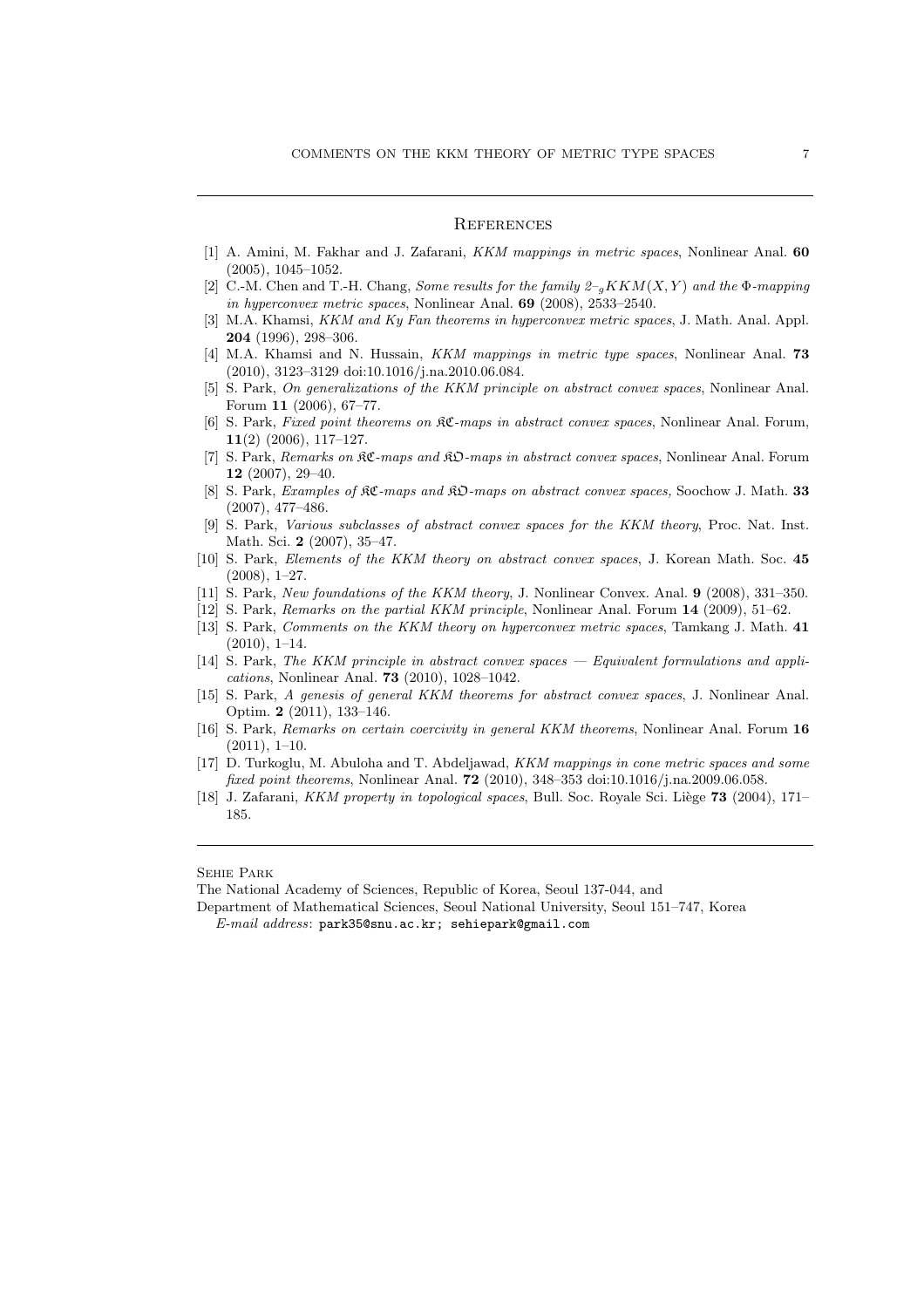## References

[1] A. Amini, M. Fakhar and J. Zafarani, *KKM mappings in metric spaces*, Nonlinear Anal. **60** (2005), 1045–1052.

[2] C.-M. Chen and T.-H. Chang, *Some results for the family $2$–$_gKKM(X,Y)$ and the $\Phi$-mapping in hyperconvex metric spaces*, Nonlinear Anal. **69** (2008), 2533–2540.

[3] M.A. Khamsi, *KKM and Ky Fan theorems in hyperconvex metric spaces*, J. Math. Anal. Appl. **204** (1996), 298–306.

[4] M.A. Khamsi and N. Hussain, *KKM mappings in metric type spaces*, Nonlinear Anal. **73** (2010), 3123–3129 doi:10.1016/j.na.2010.06.084.

[5] S. Park, *On generalizations of the KKM principle on abstract convex spaces*, Nonlinear Anal. Forum **11** (2006), 67–77.

[6] S. Park, *Fixed point theorems on $\mathfrak{KC}$-maps in abstract convex spaces*, Nonlinear Anal. Forum, **11**(2) (2006), 117–127.

[7] S. Park, *Remarks on $\mathfrak{KC}$-maps and $\mathfrak{KO}$-maps in abstract convex spaces*, Nonlinear Anal. Forum **12** (2007), 29–40.

[8] S. Park, *Examples of $\mathfrak{KC}$-maps and $\mathfrak{KO}$-maps on abstract convex spaces,* Soochow J. Math. **33** (2007), 477–486.

[9] S. Park, *Various subclasses of abstract convex spaces for the KKM theory*, Proc. Nat. Inst. Math. Sci. **2** (2007), 35–47.

[10] S. Park, *Elements of the KKM theory on abstract convex spaces*, J. Korean Math. Soc. **45** (2008), 1–27.

[11] S. Park, *New foundations of the KKM theory*, J. Nonlinear Convex. Anal. **9** (2008), 331–350.

[12] S. Park, *Remarks on the partial KKM principle*, Nonlinear Anal. Forum **14** (2009), 51–62.

[13] S. Park, *Comments on the KKM theory on hyperconvex metric spaces*, Tamkang J. Math. **41** (2010), 1–14.

[14] S. Park, *The KKM principle in abstract convex spaces — Equivalent formulations and applications*, Nonlinear Anal. **73** (2010), 1028–1042.

[15] S. Park, *A genesis of general KKM theorems for abstract convex spaces*, J. Nonlinear Anal. Optim. **2** (2011), 133–146.

[16] S. Park, *Remarks on certain coercivity in general KKM theorems*, Nonlinear Anal. Forum **16** (2011), 1–10.

[17] D. Turkoglu, M. Abuloha and T. Abdeljawad, *KKM mappings in cone metric spaces and some fixed point theorems*, Nonlinear Anal. **72** (2010), 348–353 doi:10.1016/j.na.2009.06.058.

[18] J. Zafarani, *KKM property in topological spaces*, Bull. Soc. Royale Sci. Liège **73** (2004), 171–185.

Sehie Park

The National Academy of Sciences, Republic of Korea, Seoul 137-044, and

Department of Mathematical Sciences, Seoul National University, Seoul 151–747, Korea

*E-mail address*: park35@snu.ac.kr; sehiepark@gmail.com